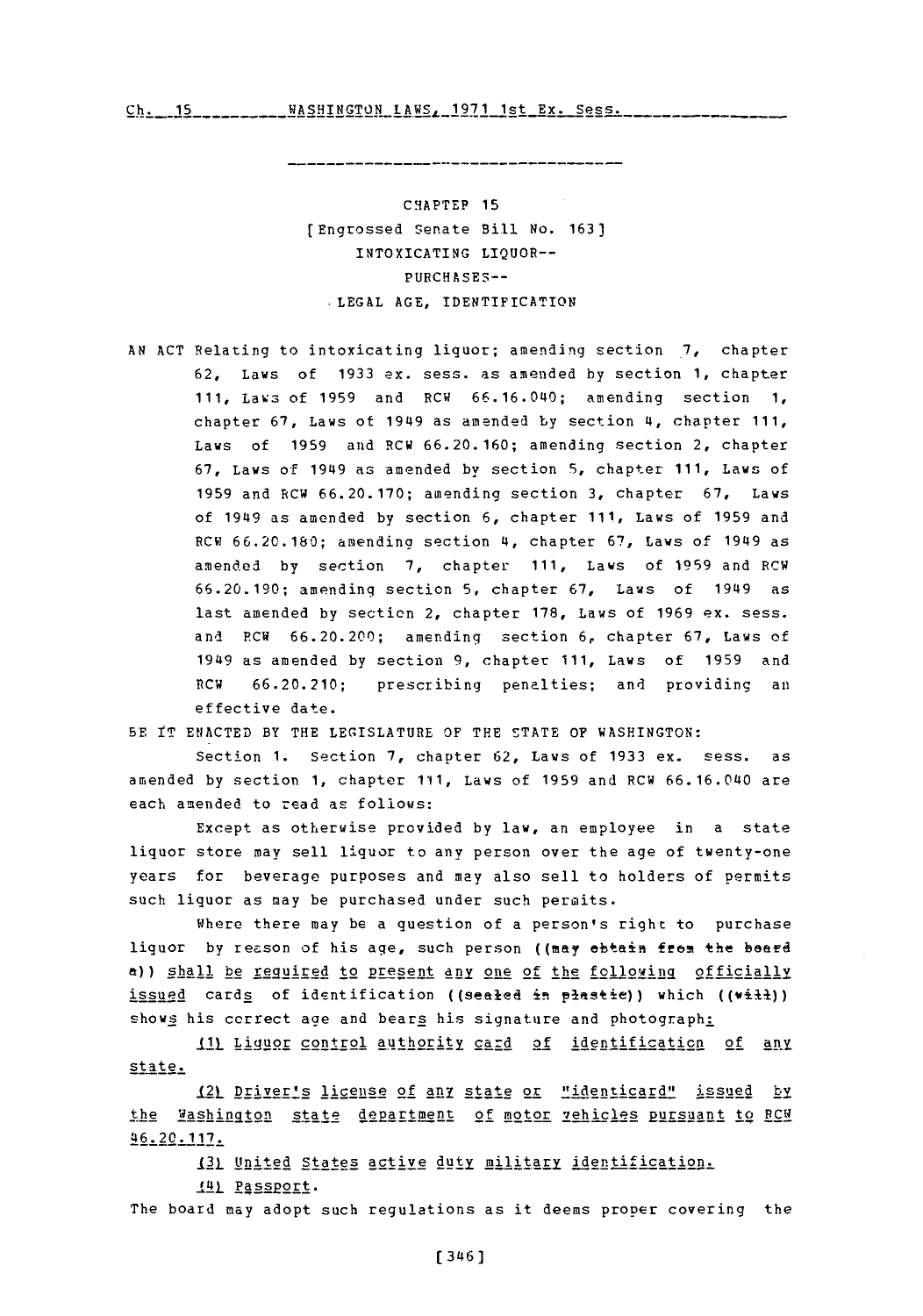CHAPTER 15

[Engrossed Senate Bill No. 163]

INTOXICATING LIQUOR--

PURCHASES--

LEGAL AGE, IDENTIFICATION

AN ACT Relating to intoxicating liquor; amending section 7, chapter 62, Laws of 1933 ex. sess. as amended by section 1, chapter 111, Laws of 1959 and RCW 66.16.040; amending section 1, chapter 67, Laws of 1949 as amended by section 4, chapter 111, Laws of 1959 and RCW 66.20.160; amending section 2, chapter 67, Laws of 1949 as amended by section 5, chapter 111, Laws of 1959 and RCW 66.20.170; amending section 3, chapter 67, Laws of 1949 as amended by section 6, chapter 111, Laws of 1959 and RCW 66.20.180; amending section 4, chapter 67, Laws of 1949 as amended by section 7, chapter 111, Laws of 1959 and RCW 66.20.190; amending section 5, chapter 67, Laws of 1949 as last amended by section 2, chapter 178, Laws of 1969 ex. sess. and RCW 66.20.200; amending section 6, chapter 67, Laws of 1949 as amended by section 9, chapter 111, Laws of 1959 and RCW 66.20.210; prescribing penalties; and providing an effective date.

BE IT ENACTED BY THE LEGISLATURE OF THE STATE OF WASHINGTON:

Section 1. Section 7, chapter 62, Laws of 1933 ex. sess. as amended by section 1, chapter 111, Laws of 1959 and RCW 66.16.040 are each amended to read as follows:

Except as otherwise provided by law, an employee in a state liquor store may sell liquor to any person over the age of twenty-one years for beverage purposes and may also sell to holders of permits such liquor as may be purchased under such permits.

Where there may be a question of a person's right to purchase liquor by reason of his age, such person ((~~may obtain from the board a~~)) shall be required to present any one of the following officially issued cards of identification ((~~sealed in plastic~~)) which ((~~will~~)) shows his correct age and bears his signature and photograph:

(1) Liquor control authority card of identification of any state.

(2) Driver's license of any state or "identicard" issued by the Washington state department of motor vehicles pursuant to RCW 46.20.117.

(3) United States active duty military identification.

(4) Passport.

The board may adopt such regulations as it deems proper covering the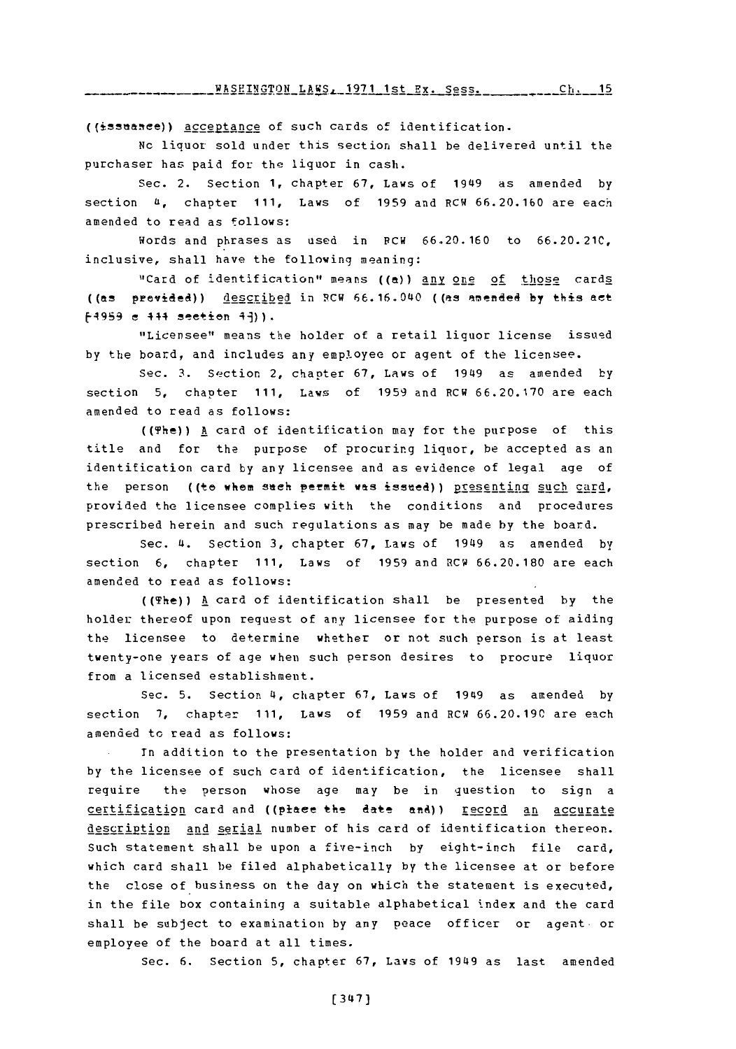((issuance)) acceptance of such cards of identification.

No liquor sold under this section shall be delivered until the purchaser has paid for the liquor in cash.

Sec. 2. Section 1, chapter 67, Laws of 1949 as amended by section 4, chapter 111, Laws of 1959 and RCW 66.20.160 are each amended to read as follows:

Words and phrases as used in RCW 66.20.160 to 66.20.210, inclusive, shall have the following meaning:

"Card of identification" means ((a)) any one of those cards ((as provided)) described in RCW 66.16.040 ((as amended by this act [1959 c 111 section 4])).

"Licensee" means the holder of a retail liquor license issued by the board, and includes any employee or agent of the licensee.

Sec. 3. Section 2, chapter 67, Laws of 1949 as amended by section 5, chapter 111, Laws of 1959 and RCW 66.20.170 are each amended to read as follows:

((The)) A card of identification may for the purpose of this title and for the purpose of procuring liquor, be accepted as an identification card by any licensee and as evidence of legal age of the person ((to whom such permit was issued)) presenting such card, provided the licensee complies with the conditions and procedures prescribed herein and such regulations as may be made by the board.

Sec. 4. Section 3, chapter 67, Laws of 1949 as amended by section 6, chapter 111, Laws of 1959 and RCW 66.20.180 are each amended to read as follows:

((The)) A card of identification shall be presented by the holder thereof upon request of any licensee for the purpose of aiding the licensee to determine whether or not such person is at least twenty-one years of age when such person desires to procure liquor from a licensed establishment.

Sec. 5. Section 4, chapter 67, Laws of 1949 as amended by section 7, chapter 111, Laws of 1959 and RCW 66.20.190 are each amended to read as follows:

In addition to the presentation by the holder and verification by the licensee of such card of identification, the licensee shall require the person whose age may be in question to sign a certification card and ((place the date and)) record an accurate description and serial number of his card of identification thereon. Such statement shall be upon a five-inch by eight-inch file card, which card shall be filed alphabetically by the licensee at or before the close of business on the day on which the statement is executed, in the file box containing a suitable alphabetical index and the card shall be subject to examination by any peace officer or agent or employee of the board at all times.

Sec. 6. Section 5, chapter 67, Laws of 1949 as last amended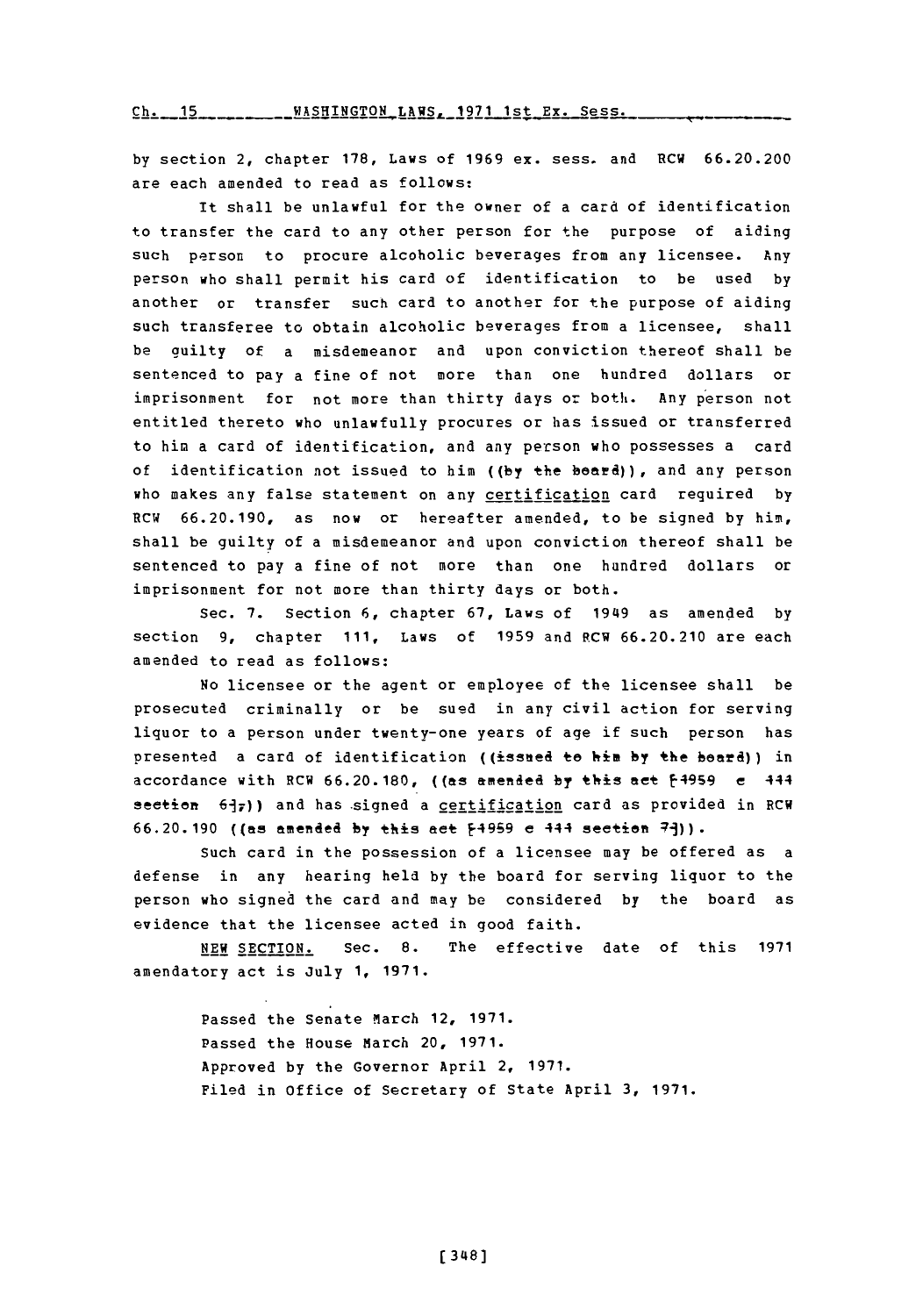by section 2, chapter 178, Laws of 1969 ex. sess. and RCW 66.20.200 are each amended to read as follows:

It shall be unlawful for the owner of a card of identification to transfer the card to any other person for the purpose of aiding such person to procure alcoholic beverages from any licensee. Any person who shall permit his card of identification to be used by another or transfer such card to another for the purpose of aiding such transferee to obtain alcoholic beverages from a licensee, shall be guilty of a misdemeanor and upon conviction thereof shall be sentenced to pay a fine of not more than one hundred dollars or imprisonment for not more than thirty days or both. Any person not entitled thereto who unlawfully procures or has issued or transferred to him a card of identification, and any person who possesses a card of identification not issued to him ((by the board)), and any person who makes any false statement on any certification card required by RCW 66.20.190, as now or hereafter amended, to be signed by him, shall be guilty of a misdemeanor and upon conviction thereof shall be sentenced to pay a fine of not more than one hundred dollars or imprisonment for not more than thirty days or both.

Sec. 7. Section 6, chapter 67, Laws of 1949 as amended by section 9, chapter 111, Laws of 1959 and RCW 66.20.210 are each amended to read as follows:

No licensee or the agent or employee of the licensee shall be prosecuted criminally or be sued in any civil action for serving liquor to a person under twenty-one years of age if such person has presented a card of identification ((issued to him by the board)) in accordance with RCW 66.20.180, ((as amended by this act [1959 c 111 section 6];)) and has signed a certification card as provided in RCW 66.20.190 ((as amended by this act [1959 c 111 section 7])).

Such card in the possession of a licensee may be offered as a defense in any hearing held by the board for serving liquor to the person who signed the card and may be considered by the board as evidence that the licensee acted in good faith.

NEW SECTION. Sec. 8. The effective date of this 1971 amendatory act is July 1, 1971.

Passed the Senate March 12, 1971.
Passed the House March 20, 1971.
Approved by the Governor April 2, 1971.
Filed in Office of Secretary of State April 3, 1971.